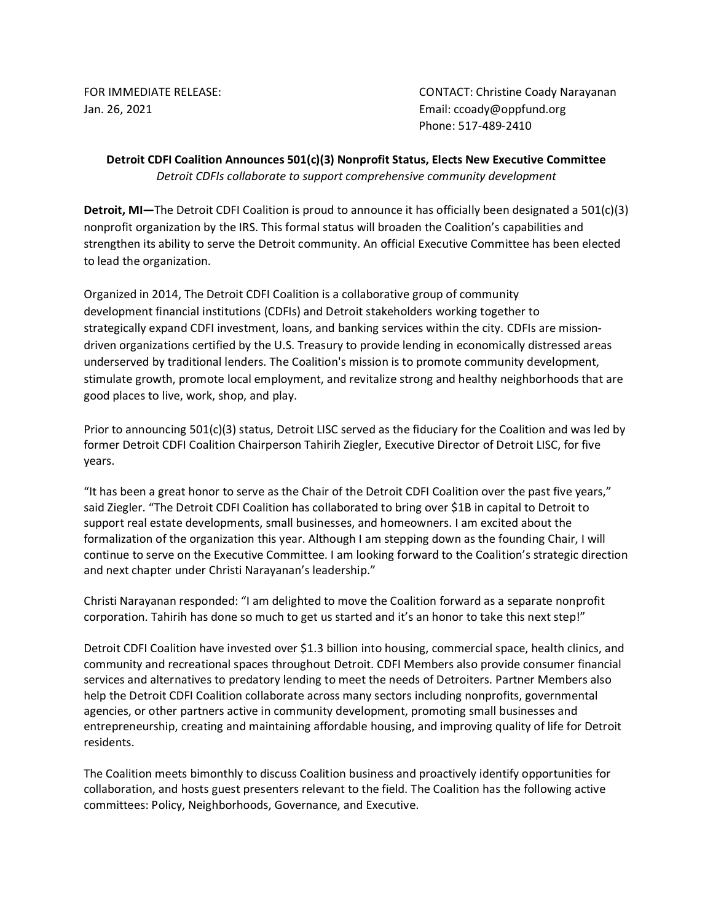FOR IMMEDIATE RELEASE:
Jan. 26, 2021

CONTACT: Christine Coady Narayanan
Email: ccoady@oppfund.org
Phone: 517-489-2410

**Detroit CDFI Coalition Announces 501(c)(3) Nonprofit Status, Elects New Executive Committee**

*Detroit CDFIs collaborate to support comprehensive community development*

**Detroit, MI—**The Detroit CDFI Coalition is proud to announce it has officially been designated a 501(c)(3) nonprofit organization by the IRS. This formal status will broaden the Coalition's capabilities and strengthen its ability to serve the Detroit community. An official Executive Committee has been elected to lead the organization.

Organized in 2014, The Detroit CDFI Coalition is a collaborative group of community development financial institutions (CDFIs) and Detroit stakeholders working together to strategically expand CDFI investment, loans, and banking services within the city. CDFIs are mission-driven organizations certified by the U.S. Treasury to provide lending in economically distressed areas underserved by traditional lenders. The Coalition's mission is to promote community development, stimulate growth, promote local employment, and revitalize strong and healthy neighborhoods that are good places to live, work, shop, and play.

Prior to announcing 501(c)(3) status, Detroit LISC served as the fiduciary for the Coalition and was led by former Detroit CDFI Coalition Chairperson Tahirih Ziegler, Executive Director of Detroit LISC, for five years.

"It has been a great honor to serve as the Chair of the Detroit CDFI Coalition over the past five years," said Ziegler. "The Detroit CDFI Coalition has collaborated to bring over $1B in capital to Detroit to support real estate developments, small businesses, and homeowners. I am excited about the formalization of the organization this year. Although I am stepping down as the founding Chair, I will continue to serve on the Executive Committee. I am looking forward to the Coalition's strategic direction and next chapter under Christi Narayanan's leadership."

Christi Narayanan responded: "I am delighted to move the Coalition forward as a separate nonprofit corporation. Tahirih has done so much to get us started and it's an honor to take this next step!"

Detroit CDFI Coalition have invested over $1.3 billion into housing, commercial space, health clinics, and community and recreational spaces throughout Detroit. CDFI Members also provide consumer financial services and alternatives to predatory lending to meet the needs of Detroiters. Partner Members also help the Detroit CDFI Coalition collaborate across many sectors including nonprofits, governmental agencies, or other partners active in community development, promoting small businesses and entrepreneurship, creating and maintaining affordable housing, and improving quality of life for Detroit residents.

The Coalition meets bimonthly to discuss Coalition business and proactively identify opportunities for collaboration, and hosts guest presenters relevant to the field. The Coalition has the following active committees: Policy, Neighborhoods, Governance, and Executive.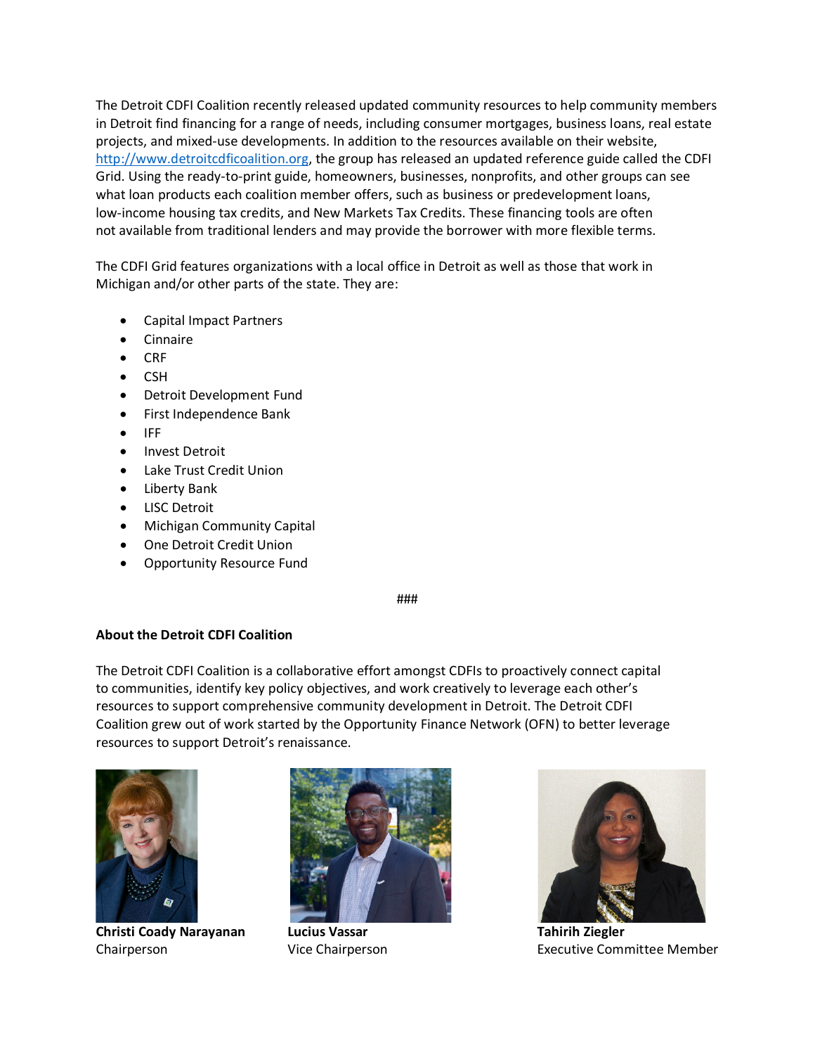The Detroit CDFI Coalition recently released updated community resources to help community members in Detroit find financing for a range of needs, including consumer mortgages, business loans, real estate projects, and mixed-use developments. In addition to the resources available on their website, [http://www.detroitcdficoalition.org](http://www.detroitcdficoalition.org), the group has released an updated reference guide called the CDFI Grid. Using the ready-to-print guide, homeowners, businesses, nonprofits, and other groups can see what loan products each coalition member offers, such as business or predevelopment loans, low-income housing tax credits, and New Markets Tax Credits. These financing tools are often not available from traditional lenders and may provide the borrower with more flexible terms.

The CDFI Grid features organizations with a local office in Detroit as well as those that work in Michigan and/or other parts of the state. They are:

- Capital Impact Partners
- Cinnaire
- CRF
- CSH
- Detroit Development Fund
- First Independence Bank
- IFF
- Invest Detroit
- Lake Trust Credit Union
- Liberty Bank
- LISC Detroit
- Michigan Community Capital
- One Detroit Credit Union
- Opportunity Resource Fund

###

**About the Detroit CDFI Coalition**

The Detroit CDFI Coalition is a collaborative effort amongst CDFIs to proactively connect capital to communities, identify key policy objectives, and work creatively to leverage each other's resources to support comprehensive community development in Detroit. The Detroit CDFI Coalition grew out of work started by the Opportunity Finance Network (OFN) to better leverage resources to support Detroit's renaissance.

**Christi Coady Narayanan**
Chairperson

**Lucius Vassar**
Vice Chairperson

**Tahirih Ziegler**
Executive Committee Member